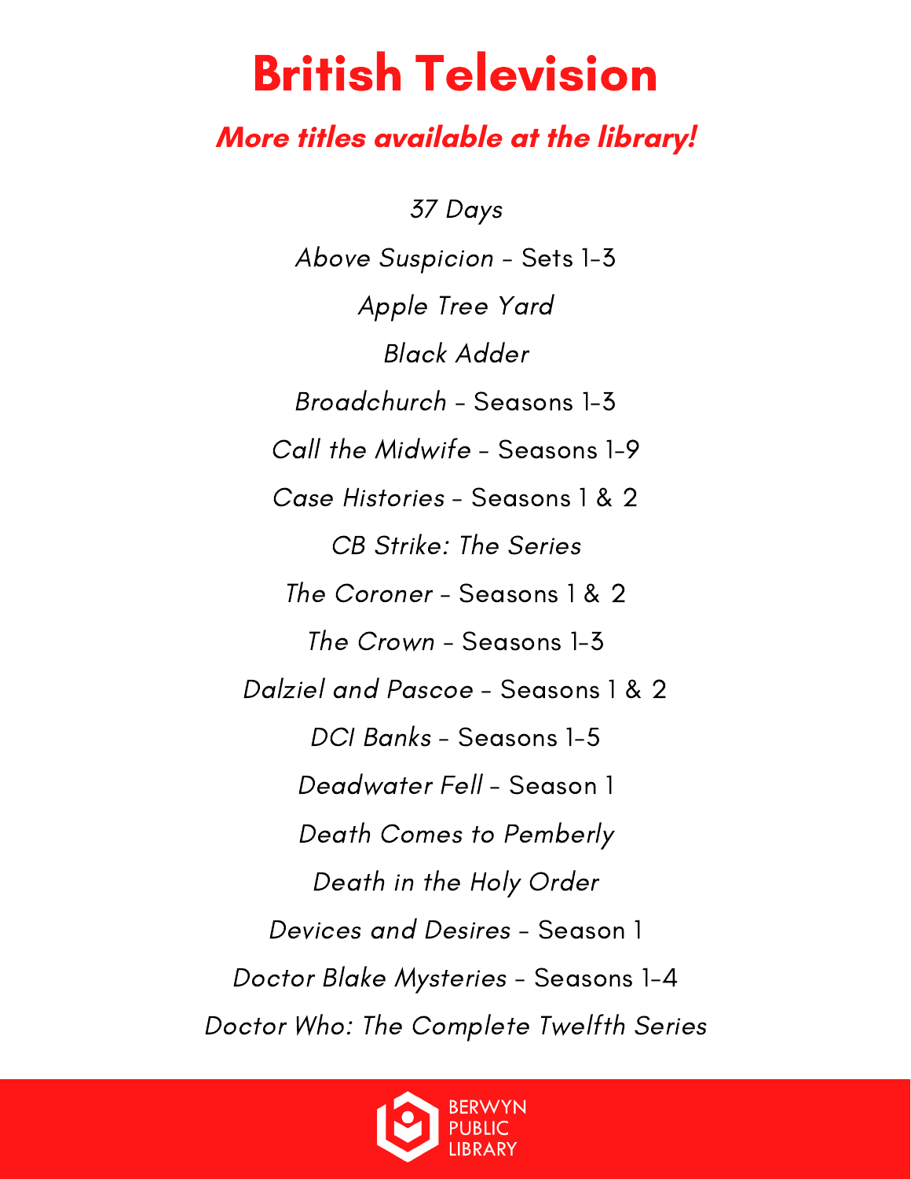# British Television

## *More titles available at the library!*

*37 Days*

*Above Suspicion* - Sets 1-3

*Apple Tree Yard*

*Black Adder*

*Broadchurch* - Seasons 1-3

*Call the Midwife* - Seasons 1-9

*Case Histories* - Seasons 1 & 2

*CB Strike: The Series*

*The Coroner* - Seasons 1 & 2

*The Crown* - Seasons 1-3

*Dalziel and Pascoe* - Seasons 1 & 2

*DCI Banks* - Seasons 1-5

*Deadwater Fell* - Season 1

*Death Comes to Pemberly*

*Death in the Holy Order*

*Devices and Desires* - Season 1

*Doctor Blake Mysteries* - Seasons 1-4

*Doctor Who: The Complete Twelfth Series*

BERWYN PUBLIC LIBRARY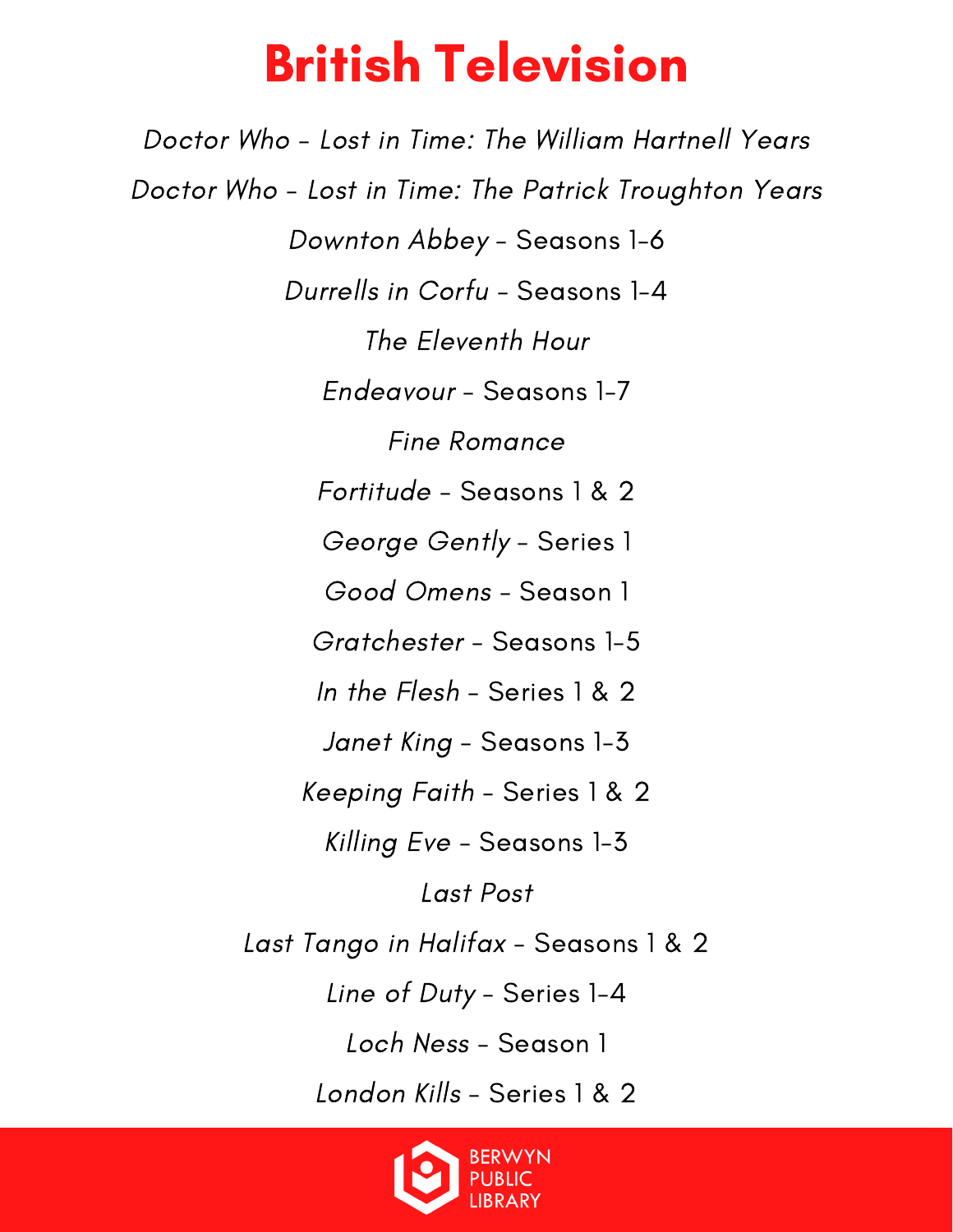# British Television

*Doctor Who* - *Lost in Time: The William Hartnell Years*

*Doctor Who* - *Lost in Time: The Patrick Troughton Years*

*Downton Abbey* - Seasons 1-6

*Durrells in Corfu* - Seasons 1-4

*The Eleventh Hour*

*Endeavour* - Seasons 1-7

*Fine Romance*

*Fortitude* - Seasons 1 & 2

*George Gently* - Series 1

*Good Omens* - Season 1

*Gratchester* - Seasons 1-5

*In the Flesh* - Series 1 & 2

*Janet King* - Seasons 1-3

*Keeping Faith* - Series 1 & 2

*Killing Eve* - Seasons 1-3

*Last Post*

*Last Tango in Halifax* - Seasons 1 & 2

*Line of Duty* - Series 1-4

*Loch Ness* - Season 1

*London Kills* - Series 1 & 2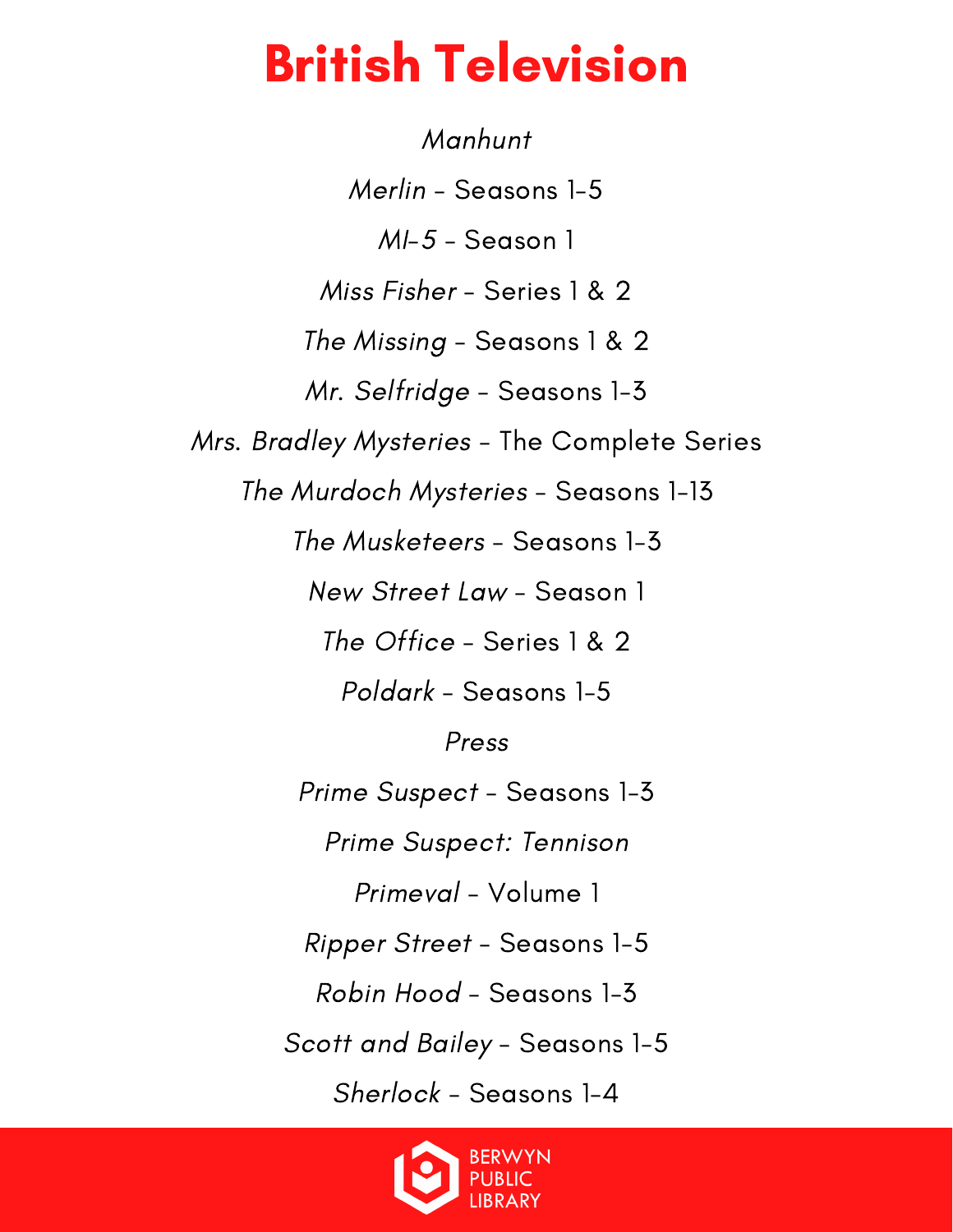# British Television

*Manhunt*

*Merlin* - Seasons 1-5

*MI-5* - Season 1

*Miss Fisher* - Series 1 & 2

*The Missing* - Seasons 1 & 2

*Mr. Selfridge* - Seasons 1-3

*Mrs. Bradley Mysteries* - The Complete Series

*The Murdoch Mysteries* - Seasons 1-13

*The Musketeers* - Seasons 1-3

*New Street Law* - Season 1

*The Office* - Series 1 & 2

*Poldark* - Seasons 1-5

*Press*

*Prime Suspect* - Seasons 1-3

*Prime Suspect: Tennison*

*Primeval* - Volume 1

*Ripper Street* - Seasons 1-5

*Robin Hood* - Seasons 1-3

*Scott and Bailey* - Seasons 1-5

*Sherlock* - Seasons 1-4

BERWYN PUBLIC LIBRARY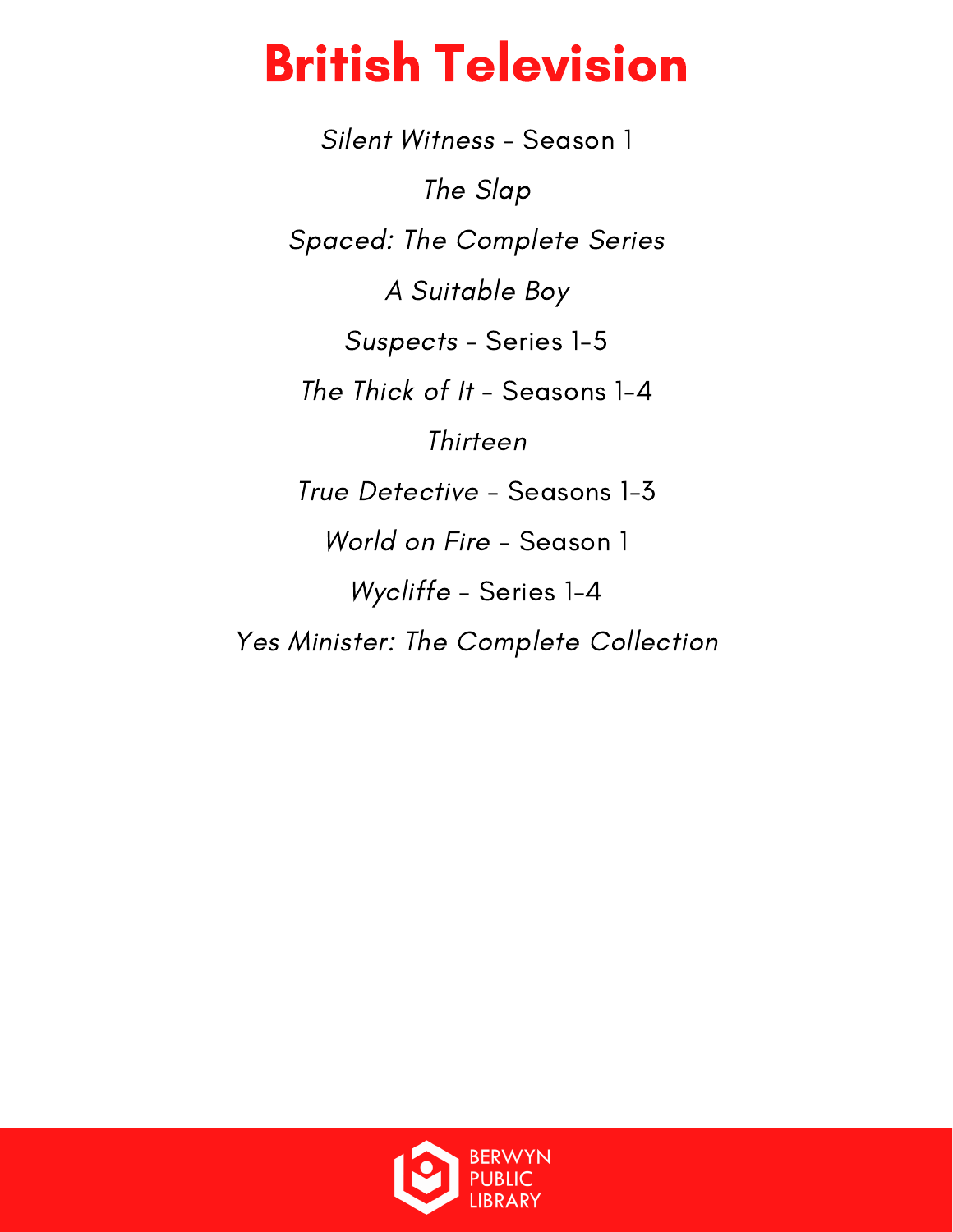# British Television

*Silent Witness* - Season 1

*The Slap*

*Spaced: The Complete Series*

*A Suitable Boy*

*Suspects* - Series 1-5

*The Thick of It* - Seasons 1-4

*Thirteen*

*True Detective* - Seasons 1-3

*World on Fire* - Season 1

*Wycliffe* - Series 1-4

*Yes Minister: The Complete Collection*

BERWYN PUBLIC LIBRARY